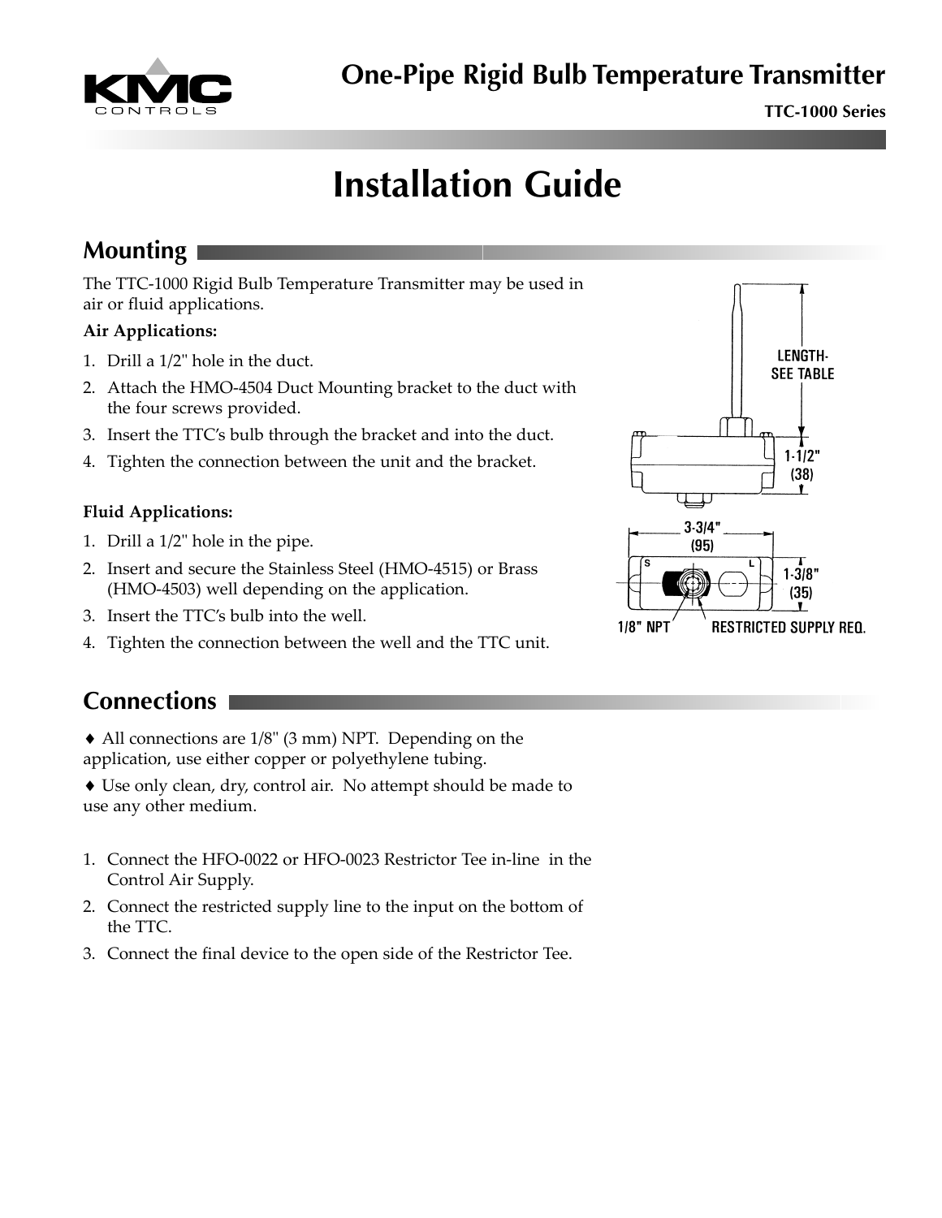# One-Pipe Rigid Bulb Temperature Transmitter

**TTC-1000 Series**

# Installation Guide

## Mounting

The TTC-1000 Rigid Bulb Temperature Transmitter may be used in air or fluid applications.

**Air Applications:**

1. Drill a 1/2" hole in the duct.
2. Attach the HMO-4504 Duct Mounting bracket to the duct with the four screws provided.
3. Insert the TTC's bulb through the bracket and into the duct.
4. Tighten the connection between the unit and the bracket.

**Fluid Applications:**

1. Drill a 1/2" hole in the pipe.
2. Insert and secure the Stainless Steel (HMO-4515) or Brass (HMO-4503) well depending on the application.
3. Insert the TTC's bulb into the well.
4. Tighten the connection between the well and the TTC unit.

LENGTH- SEE TABLE

1-1/2" (38)

3-3/4" (95)

1-3/8" (35)

1/8" NPT

RESTRICTED SUPPLY REQ.

## Connections

♦ All connections are 1/8" (3 mm) NPT. Depending on the application, use either copper or polyethylene tubing.

♦ Use only clean, dry, control air. No attempt should be made to use any other medium.

1. Connect the HFO-0022 or HFO-0023 Restrictor Tee in-line in the Control Air Supply.
2. Connect the restricted supply line to the input on the bottom of the TTC.
3. Connect the final device to the open side of the Restrictor Tee.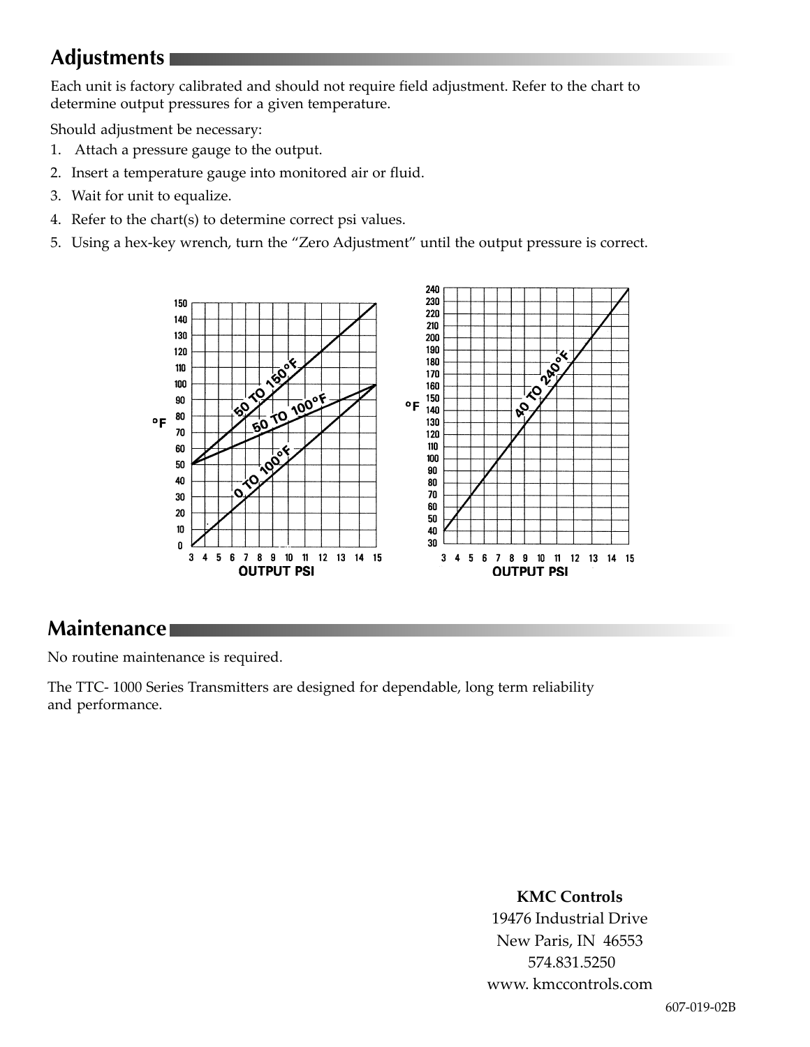## Adjustments

Each unit is factory calibrated and should not require field adjustment. Refer to the chart to determine output pressures for a given temperature.

Should adjustment be necessary:

1. Attach a pressure gauge to the output.
2. Insert a temperature gauge into monitored air or fluid.
3. Wait for unit to equalize.
4. Refer to the chart(s) to determine correct psi values.
5. Using a hex-key wrench, turn the "Zero Adjustment" until the output pressure is correct.

°F

150
140
130
120
110
100
90
80
70
60
50
40
30
20
10
0

50 TO 150°F
50 TO 100°F
0 TO 100°F

3 4 5 6 7 8 9 10 11 12 13 14 15

OUTPUT PSI

°F

240
230
220
210
200
190
180
170
160
150
140
130
120
110
100
90
80
70
60
50
40
30

40 TO 240°F

3 4 5 6 7 8 9 10 11 12 13 14 15

OUTPUT PSI

## Maintenance

No routine maintenance is required.

The TTC- 1000 Series Transmitters are designed for dependable, long term reliability and performance.

**KMC Controls**
19476 Industrial Drive
New Paris, IN 46553
574.831.5250
www. kmccontrols.com

607-019-02B